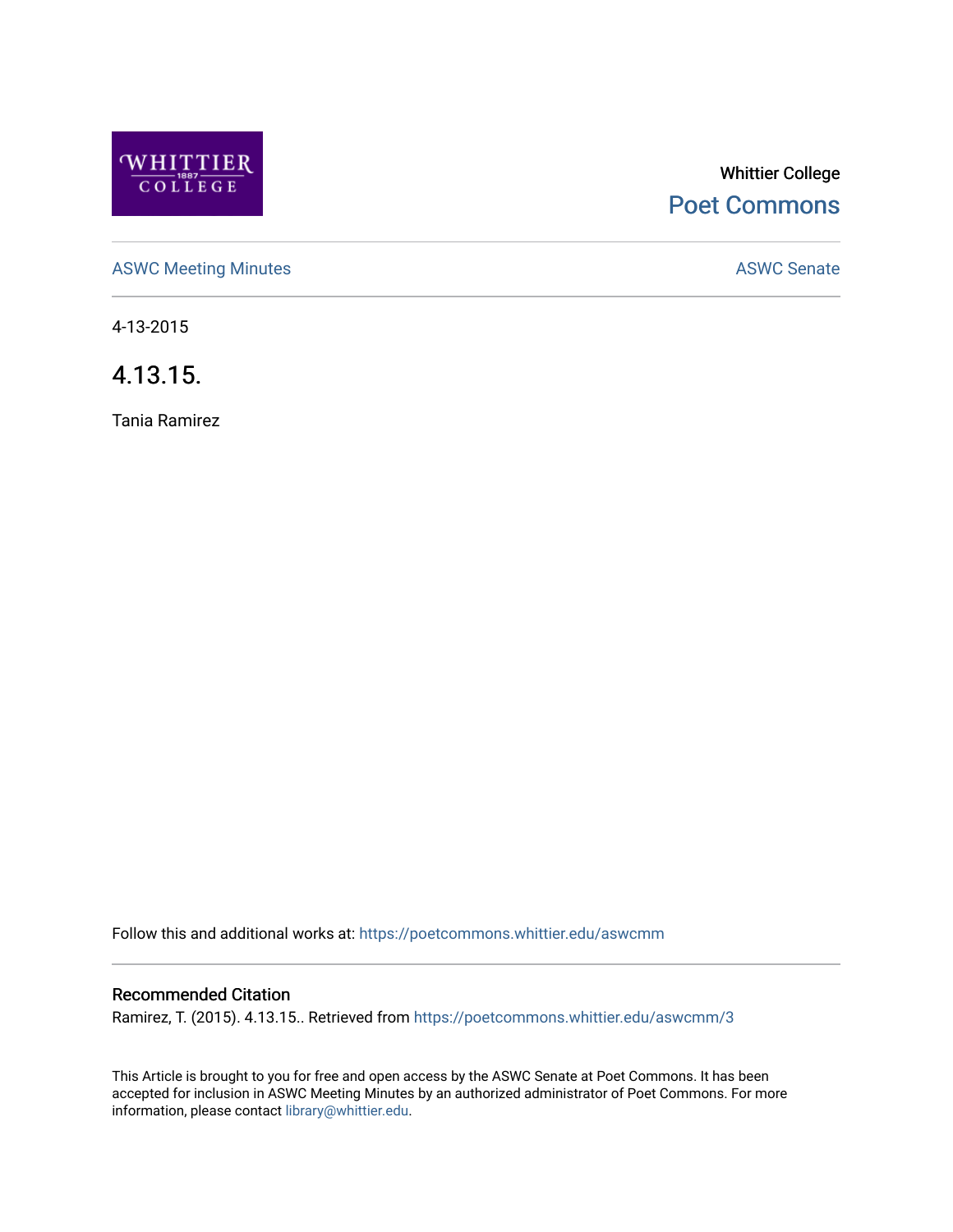Whittier College

Poet Commons

ASWC Meeting Minutes

ASWC Senate

4-13-2015

# 4.13.15.

Tania Ramirez

Follow this and additional works at: https://poetcommons.whittier.edu/aswcmm

## Recommended Citation

Ramirez, T. (2015). 4.13.15.. Retrieved from https://poetcommons.whittier.edu/aswcmm/3

This Article is brought to you for free and open access by the ASWC Senate at Poet Commons. It has been accepted for inclusion in ASWC Meeting Minutes by an authorized administrator of Poet Commons. For more information, please contact library@whittier.edu.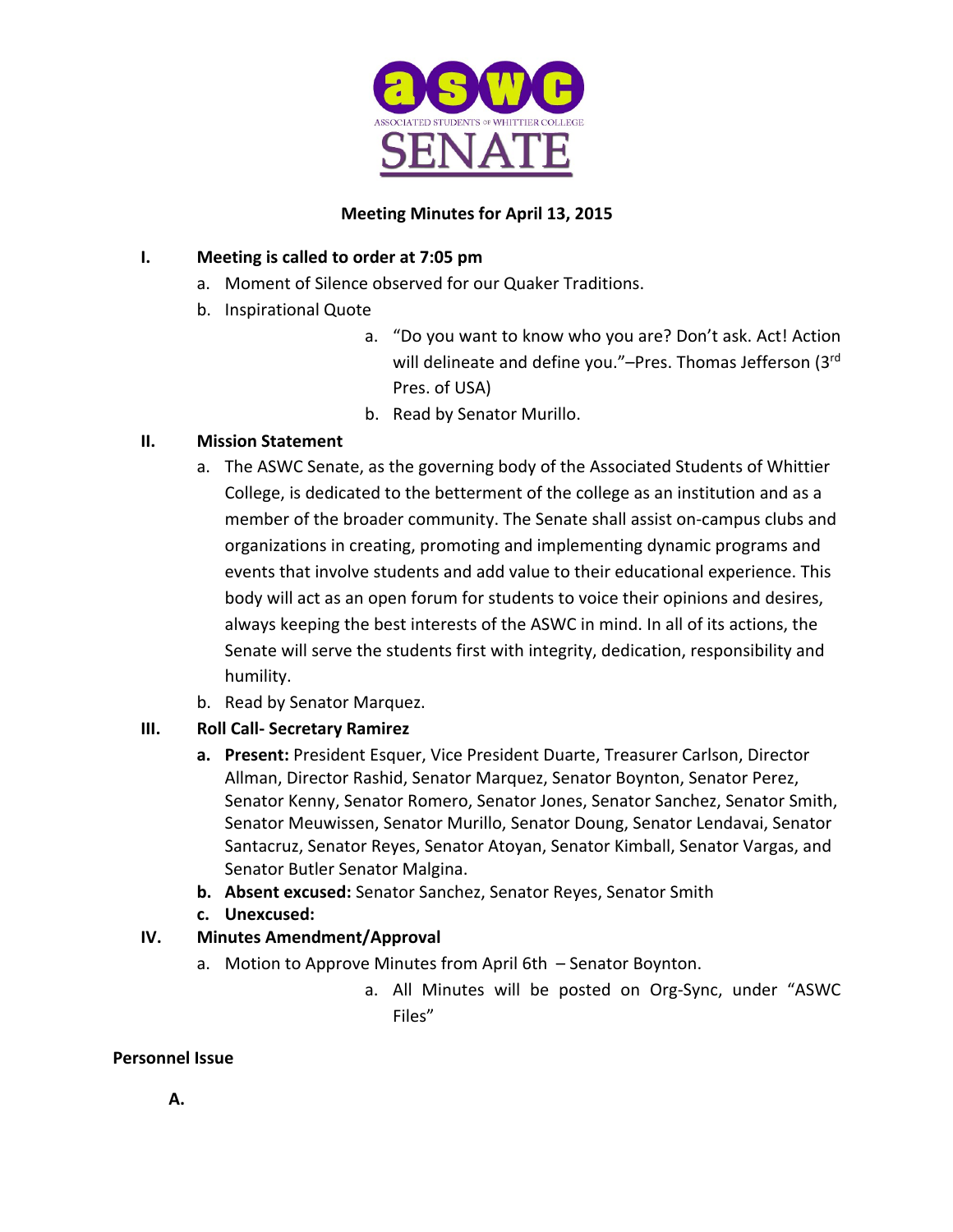**ASSOCIATED STUDENTS OF WHITTIER COLLEGE SENATE**

**Meeting Minutes for April 13, 2015**

I. **Meeting is called to order at 7:05 pm**
   a. Moment of Silence observed for our Quaker Traditions.
   b. Inspirational Quote
      a. "Do you want to know who you are? Don't ask. Act! Action will delineate and define you."–Pres. Thomas Jefferson (3rd Pres. of USA)
      b. Read by Senator Murillo.

II. **Mission Statement**
   a. The ASWC Senate, as the governing body of the Associated Students of Whittier College, is dedicated to the betterment of the college as an institution and as a member of the broader community. The Senate shall assist on-campus clubs and organizations in creating, promoting and implementing dynamic programs and events that involve students and add value to their educational experience. This body will act as an open forum for students to voice their opinions and desires, always keeping the best interests of the ASWC in mind. In all of its actions, the Senate will serve the students first with integrity, dedication, responsibility and humility.
   b. Read by Senator Marquez.

III. **Roll Call- Secretary Ramirez**
   a. **Present:** President Esquer, Vice President Duarte, Treasurer Carlson, Director Allman, Director Rashid, Senator Marquez, Senator Boynton, Senator Perez, Senator Kenny, Senator Romero, Senator Jones, Senator Sanchez, Senator Smith, Senator Meuwissen, Senator Murillo, Senator Doung, Senator Lendavai, Senator Santacruz, Senator Reyes, Senator Atoyan, Senator Kimball, Senator Vargas, and Senator Butler Senator Malgina.
   b. **Absent excused:** Senator Sanchez, Senator Reyes, Senator Smith
   c. **Unexcused:**

IV. **Minutes Amendment/Approval**
   a. Motion to Approve Minutes from April 6th – Senator Boynton.
      a. All Minutes will be posted on Org-Sync, under "ASWC Files"

**Personnel Issue**

A.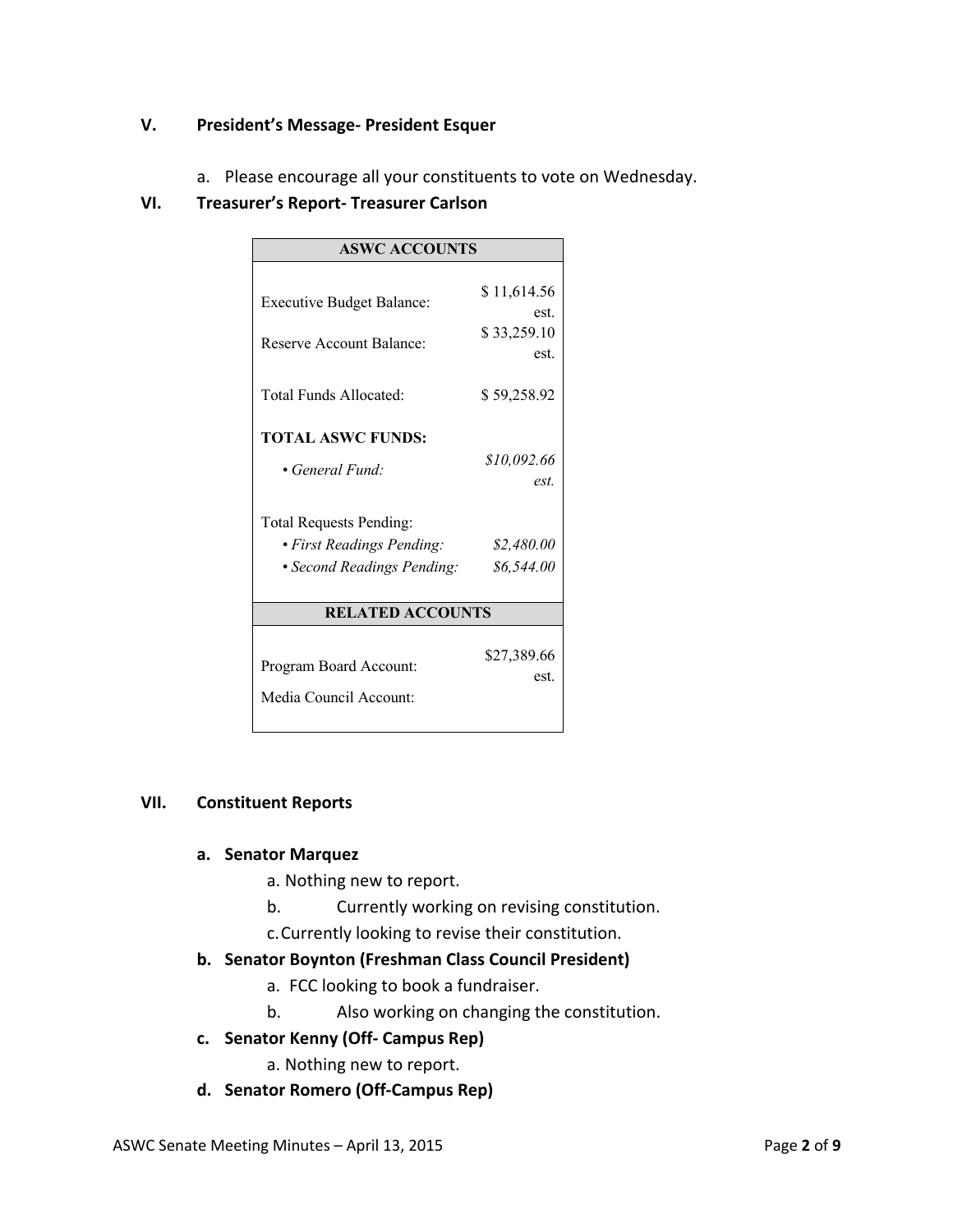## V. President's Message- President Esquer

a. Please encourage all your constituents to vote on Wednesday.

## VI. Treasurer's Report- Treasurer Carlson

| ASWC ACCOUNTS | |
|---|---|
| Executive Budget Balance: | $ 11,614.56 est. |
| Reserve Account Balance: | $ 33,259.10 est. |
| Total Funds Allocated: | $ 59,258.92 |
| **TOTAL ASWC FUNDS:** | |
| • *General Fund:* | *$10,092.66 est.* |
| Total Requests Pending: | |
| • *First Readings Pending:* | *$2,480.00* |
| • *Second Readings Pending:* | *$6,544.00* |
| **RELATED ACCOUNTS** | |
| Program Board Account: | $27,389.66 est. |
| Media Council Account: | |

## VII. Constituent Reports

### a. Senator Marquez

a. Nothing new to report.
b. Currently working on revising constitution.
c. Currently looking to revise their constitution.

### b. Senator Boynton (Freshman Class Council President)

a. FCC looking to book a fundraiser.
b. Also working on changing the constitution.

### c. Senator Kenny (Off- Campus Rep)

a. Nothing new to report.

### d. Senator Romero (Off-Campus Rep)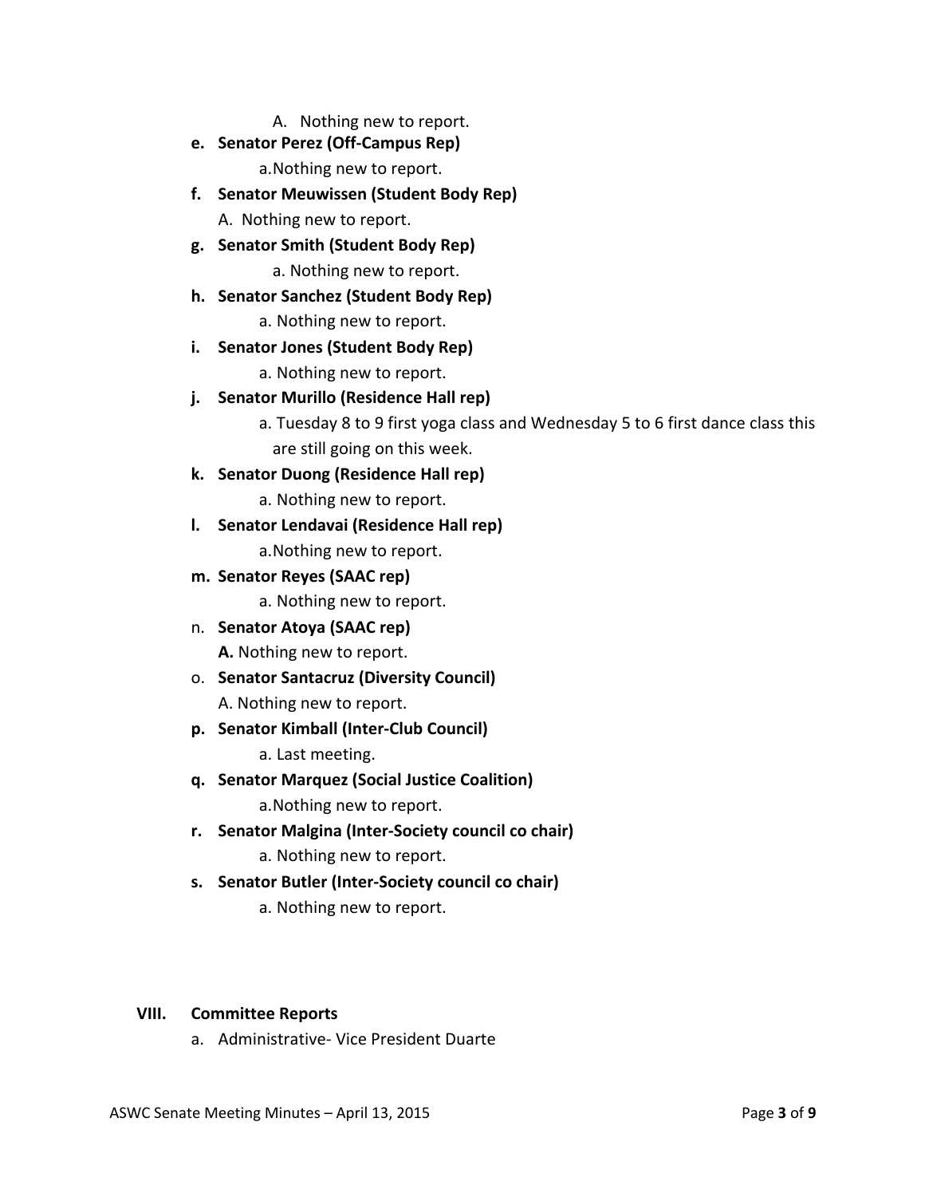A. Nothing new to report.

- **e. Senator Perez (Off-Campus Rep)**
    - a. Nothing new to report.
- **f. Senator Meuwissen (Student Body Rep)**
    - A. Nothing new to report.
- **g. Senator Smith (Student Body Rep)**
    - a. Nothing new to report.
- **h. Senator Sanchez (Student Body Rep)**
    - a. Nothing new to report.
- **i. Senator Jones (Student Body Rep)**
    - a. Nothing new to report.
- **j. Senator Murillo (Residence Hall rep)**
    - a. Tuesday 8 to 9 first yoga class and Wednesday 5 to 6 first dance class this are still going on this week.
- **k. Senator Duong (Residence Hall rep)**
    - a. Nothing new to report.
- **l. Senator Lendavai (Residence Hall rep)**
    - a. Nothing new to report.
- **m. Senator Reyes (SAAC rep)**
    - a. Nothing new to report.
- n. **Senator Atoya (SAAC rep)**
    - **A.** Nothing new to report.
- o. **Senator Santacruz (Diversity Council)**
    - A. Nothing new to report.
- **p. Senator Kimball (Inter-Club Council)**
    - a. Last meeting.
- **q. Senator Marquez (Social Justice Coalition)**
    - a. Nothing new to report.
- **r. Senator Malgina (Inter-Society council co chair)**
    - a. Nothing new to report.
- **s. Senator Butler (Inter-Society council co chair)**
    - a. Nothing new to report.

## VIII. Committee Reports

- a. Administrative- Vice President Duarte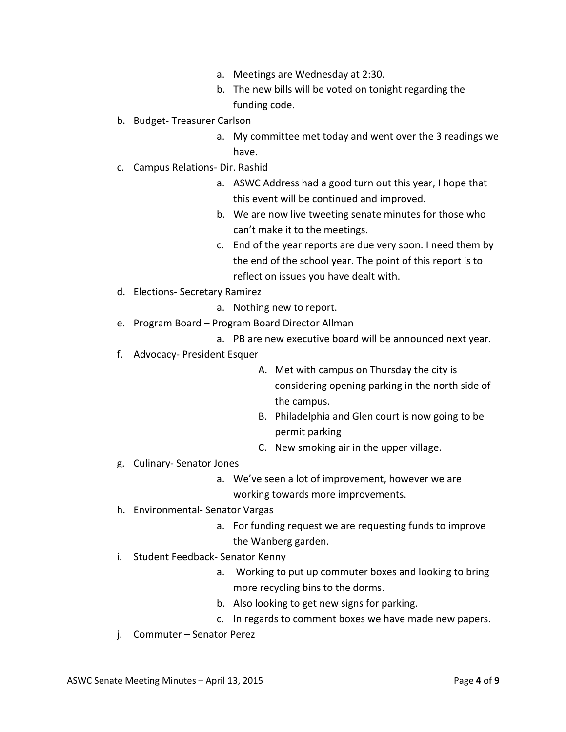- a. Meetings are Wednesday at 2:30.
  - b. The new bills will be voted on tonight regarding the funding code.

b. Budget- Treasurer Carlson
  - a. My committee met today and went over the 3 readings we have.

c. Campus Relations- Dir. Rashid
  - a. ASWC Address had a good turn out this year, I hope that this event will be continued and improved.
  - b. We are now live tweeting senate minutes for those who can't make it to the meetings.
  - c. End of the year reports are due very soon. I need them by the end of the school year. The point of this report is to reflect on issues you have dealt with.

d. Elections- Secretary Ramirez
  - a. Nothing new to report.

e. Program Board – Program Board Director Allman
  - a. PB are new executive board will be announced next year.

f. Advocacy- President Esquer
  - A. Met with campus on Thursday the city is considering opening parking in the north side of the campus.
  - B. Philadelphia and Glen court is now going to be permit parking
  - C. New smoking air in the upper village.

g. Culinary- Senator Jones
  - a. We've seen a lot of improvement, however we are working towards more improvements.

h. Environmental- Senator Vargas
  - a. For funding request we are requesting funds to improve the Wanberg garden.

i. Student Feedback- Senator Kenny
  - a. Working to put up commuter boxes and looking to bring more recycling bins to the dorms.
  - b. Also looking to get new signs for parking.
  - c. In regards to comment boxes we have made new papers.

j. Commuter – Senator Perez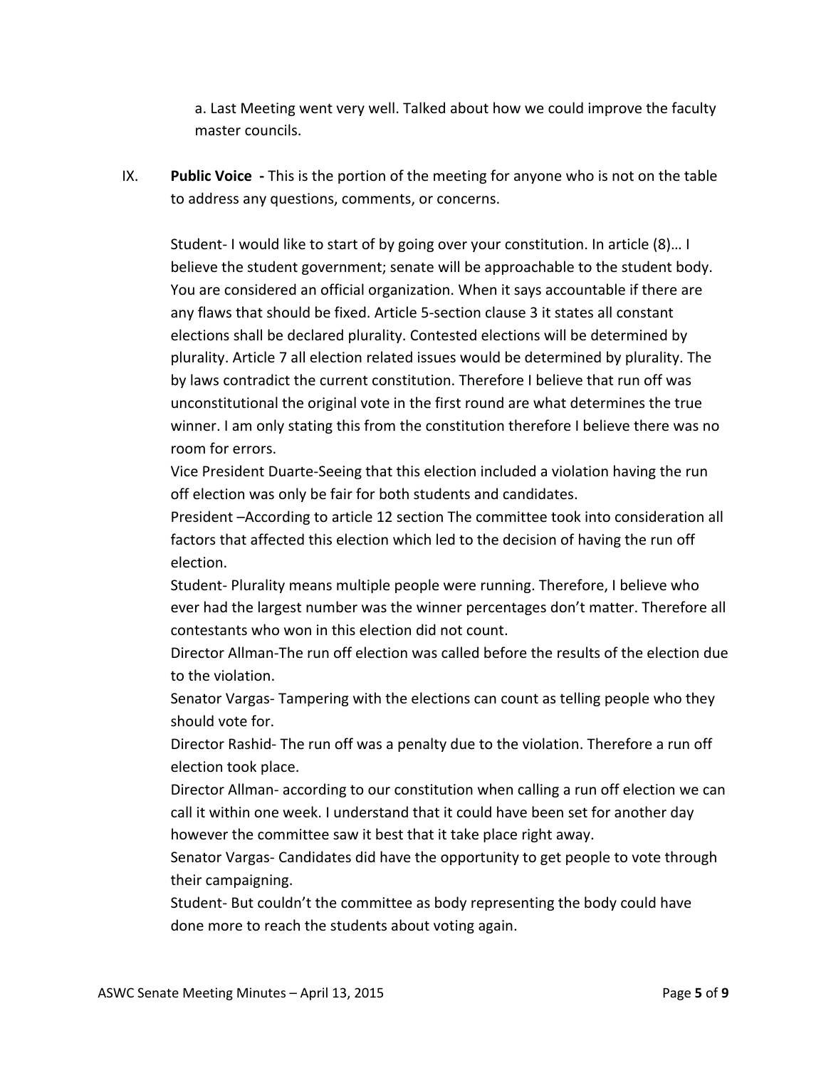a. Last Meeting went very well. Talked about how we could improve the faculty master councils.

IX. **Public Voice -** This is the portion of the meeting for anyone who is not on the table to address any questions, comments, or concerns.

Student- I would like to start of by going over your constitution. In article (8)… I believe the student government; senate will be approachable to the student body. You are considered an official organization. When it says accountable if there are any flaws that should be fixed. Article 5-section clause 3 it states all constant elections shall be declared plurality. Contested elections will be determined by plurality. Article 7 all election related issues would be determined by plurality. The by laws contradict the current constitution. Therefore I believe that run off was unconstitutional the original vote in the first round are what determines the true winner. I am only stating this from the constitution therefore I believe there was no room for errors.

Vice President Duarte-Seeing that this election included a violation having the run off election was only be fair for both students and candidates.

President –According to article 12 section The committee took into consideration all factors that affected this election which led to the decision of having the run off election.

Student- Plurality means multiple people were running. Therefore, I believe who ever had the largest number was the winner percentages don't matter. Therefore all contestants who won in this election did not count.

Director Allman-The run off election was called before the results of the election due to the violation.

Senator Vargas- Tampering with the elections can count as telling people who they should vote for.

Director Rashid- The run off was a penalty due to the violation. Therefore a run off election took place.

Director Allman- according to our constitution when calling a run off election we can call it within one week. I understand that it could have been set for another day however the committee saw it best that it take place right away.

Senator Vargas- Candidates did have the opportunity to get people to vote through their campaigning.

Student- But couldn't the committee as body representing the body could have done more to reach the students about voting again.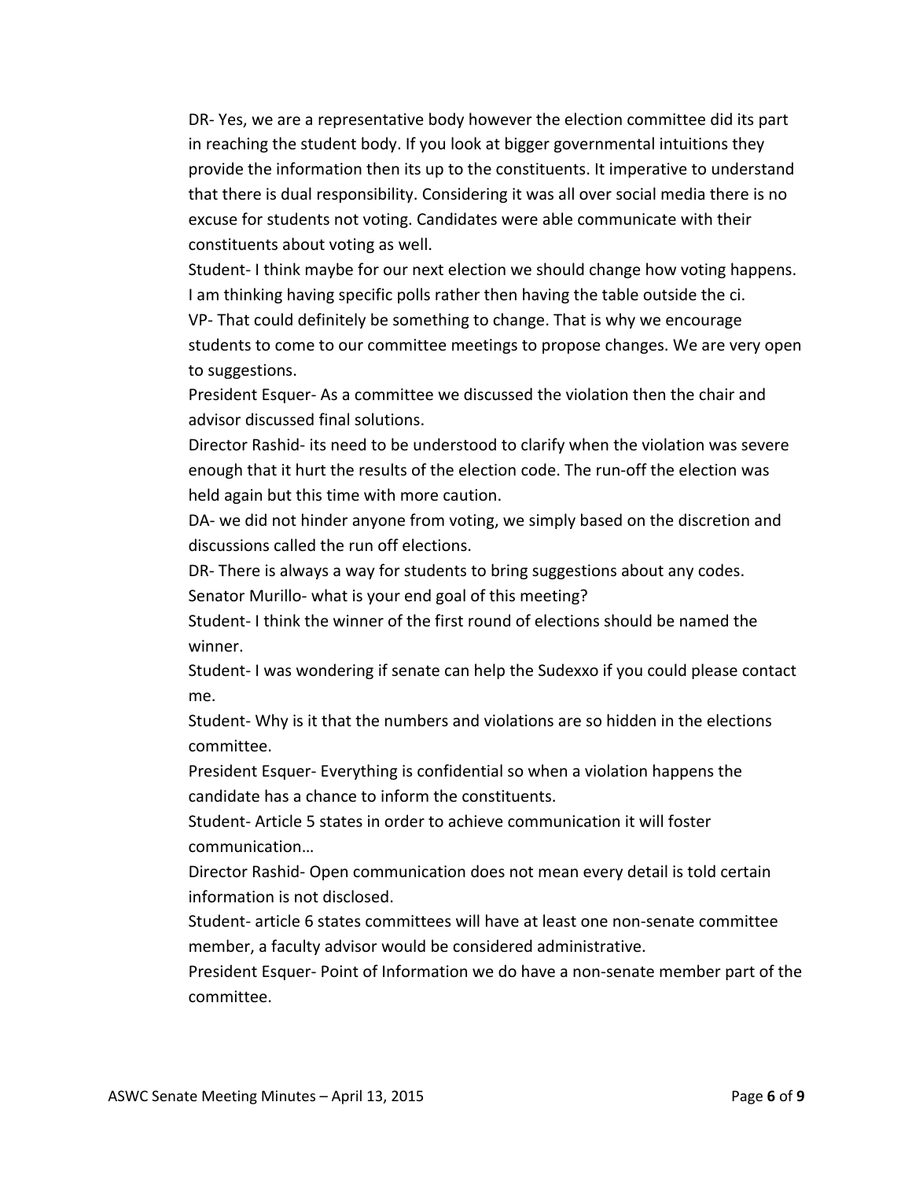DR- Yes, we are a representative body however the election committee did its part in reaching the student body. If you look at bigger governmental intuitions they provide the information then its up to the constituents. It imperative to understand that there is dual responsibility. Considering it was all over social media there is no excuse for students not voting. Candidates were able communicate with their constituents about voting as well.

Student- I think maybe for our next election we should change how voting happens. I am thinking having specific polls rather then having the table outside the ci.

VP- That could definitely be something to change. That is why we encourage students to come to our committee meetings to propose changes. We are very open to suggestions.

President Esquer- As a committee we discussed the violation then the chair and advisor discussed final solutions.

Director Rashid- its need to be understood to clarify when the violation was severe enough that it hurt the results of the election code. The run-off the election was held again but this time with more caution.

DA- we did not hinder anyone from voting, we simply based on the discretion and discussions called the run off elections.

DR- There is always a way for students to bring suggestions about any codes.

Senator Murillo- what is your end goal of this meeting?

Student- I think the winner of the first round of elections should be named the winner.

Student- I was wondering if senate can help the Sudexxo if you could please contact me.

Student- Why is it that the numbers and violations are so hidden in the elections committee.

President Esquer- Everything is confidential so when a violation happens the candidate has a chance to inform the constituents.

Student- Article 5 states in order to achieve communication it will foster communication…

Director Rashid- Open communication does not mean every detail is told certain information is not disclosed.

Student- article 6 states committees will have at least one non-senate committee member, a faculty advisor would be considered administrative.

President Esquer- Point of Information we do have a non-senate member part of the committee.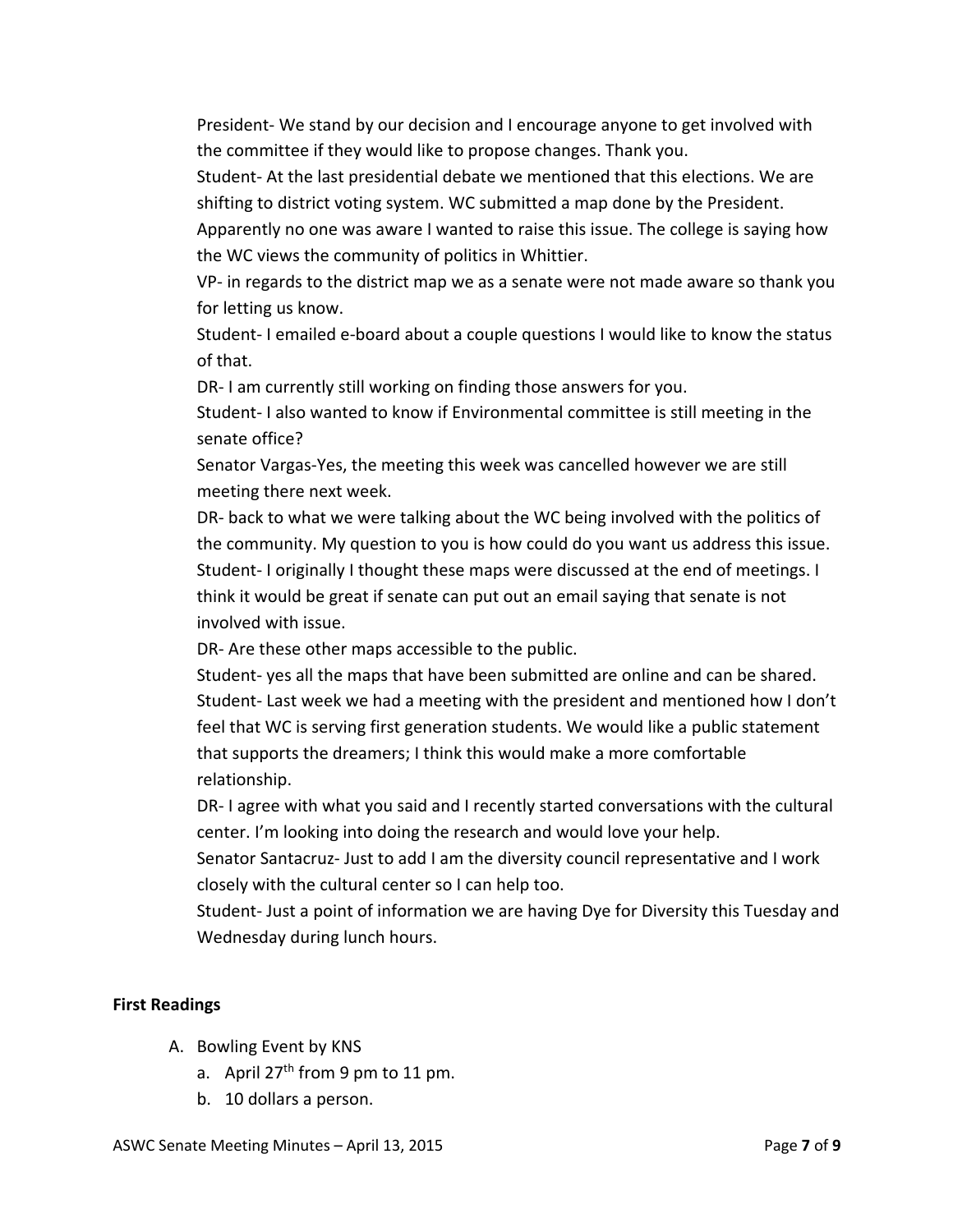President- We stand by our decision and I encourage anyone to get involved with the committee if they would like to propose changes. Thank you.

Student- At the last presidential debate we mentioned that this elections. We are shifting to district voting system. WC submitted a map done by the President. Apparently no one was aware I wanted to raise this issue. The college is saying how the WC views the community of politics in Whittier.

VP- in regards to the district map we as a senate were not made aware so thank you for letting us know.

Student- I emailed e-board about a couple questions I would like to know the status of that.

DR- I am currently still working on finding those answers for you.

Student- I also wanted to know if Environmental committee is still meeting in the senate office?

Senator Vargas-Yes, the meeting this week was cancelled however we are still meeting there next week.

DR- back to what we were talking about the WC being involved with the politics of the community. My question to you is how could do you want us address this issue.

Student- I originally I thought these maps were discussed at the end of meetings. I think it would be great if senate can put out an email saying that senate is not involved with issue.

DR- Are these other maps accessible to the public.

Student- yes all the maps that have been submitted are online and can be shared.

Student- Last week we had a meeting with the president and mentioned how I don't feel that WC is serving first generation students. We would like a public statement that supports the dreamers; I think this would make a more comfortable relationship.

DR- I agree with what you said and I recently started conversations with the cultural center. I'm looking into doing the research and would love your help.

Senator Santacruz- Just to add I am the diversity council representative and I work closely with the cultural center so I can help too.

Student- Just a point of information we are having Dye for Diversity this Tuesday and Wednesday during lunch hours.

**First Readings**

A. Bowling Event by KNS
   a. April 27th from 9 pm to 11 pm.
   b. 10 dollars a person.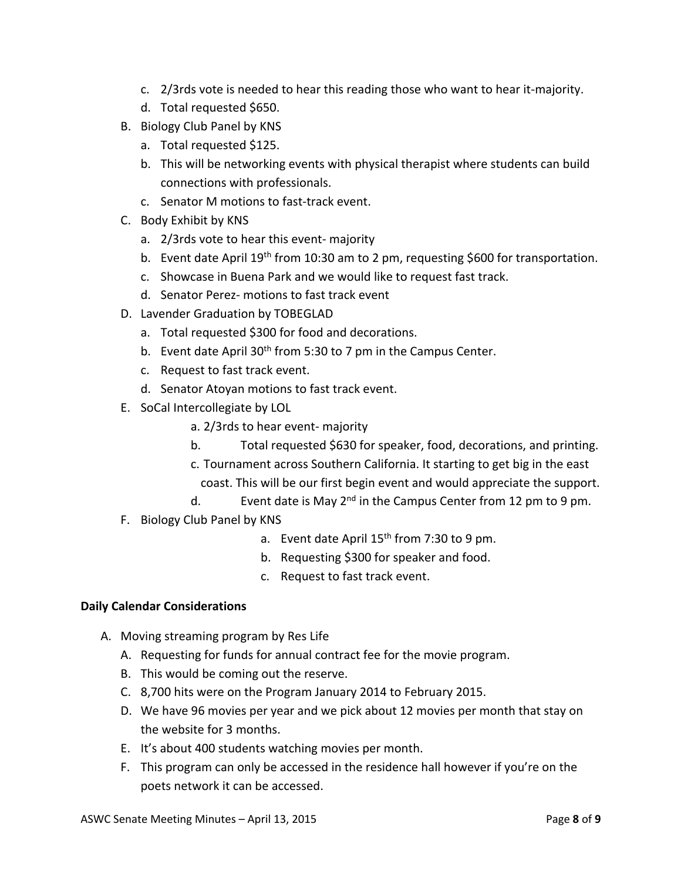c. 2/3rds vote is needed to hear this reading those who want to hear it-majority.
d. Total requested $650.

B. Biology Club Panel by KNS
   a. Total requested $125.
   b. This will be networking events with physical therapist where students can build connections with professionals.
   c. Senator M motions to fast-track event.

C. Body Exhibit by KNS
   a. 2/3rds vote to hear this event- majority
   b. Event date April 19th from 10:30 am to 2 pm, requesting $600 for transportation.
   c. Showcase in Buena Park and we would like to request fast track.
   d. Senator Perez- motions to fast track event

D. Lavender Graduation by TOBEGLAD
   a. Total requested $300 for food and decorations.
   b. Event date April 30th from 5:30 to 7 pm in the Campus Center.
   c. Request to fast track event.
   d. Senator Atoyan motions to fast track event.

E. SoCal Intercollegiate by LOL
   a. 2/3rds to hear event- majority
   b. Total requested $630 for speaker, food, decorations, and printing.
   c. Tournament across Southern California. It starting to get big in the east coast. This will be our first begin event and would appreciate the support.
   d. Event date is May 2nd in the Campus Center from 12 pm to 9 pm.

F. Biology Club Panel by KNS
   a. Event date April 15th from 7:30 to 9 pm.
   b. Requesting $300 for speaker and food.
   c. Request to fast track event.

**Daily Calendar Considerations**

A. Moving streaming program by Res Life
   A. Requesting for funds for annual contract fee for the movie program.
   B. This would be coming out the reserve.
   C. 8,700 hits were on the Program January 2014 to February 2015.
   D. We have 96 movies per year and we pick about 12 movies per month that stay on the website for 3 months.
   E. It's about 400 students watching movies per month.
   F. This program can only be accessed in the residence hall however if you're on the poets network it can be accessed.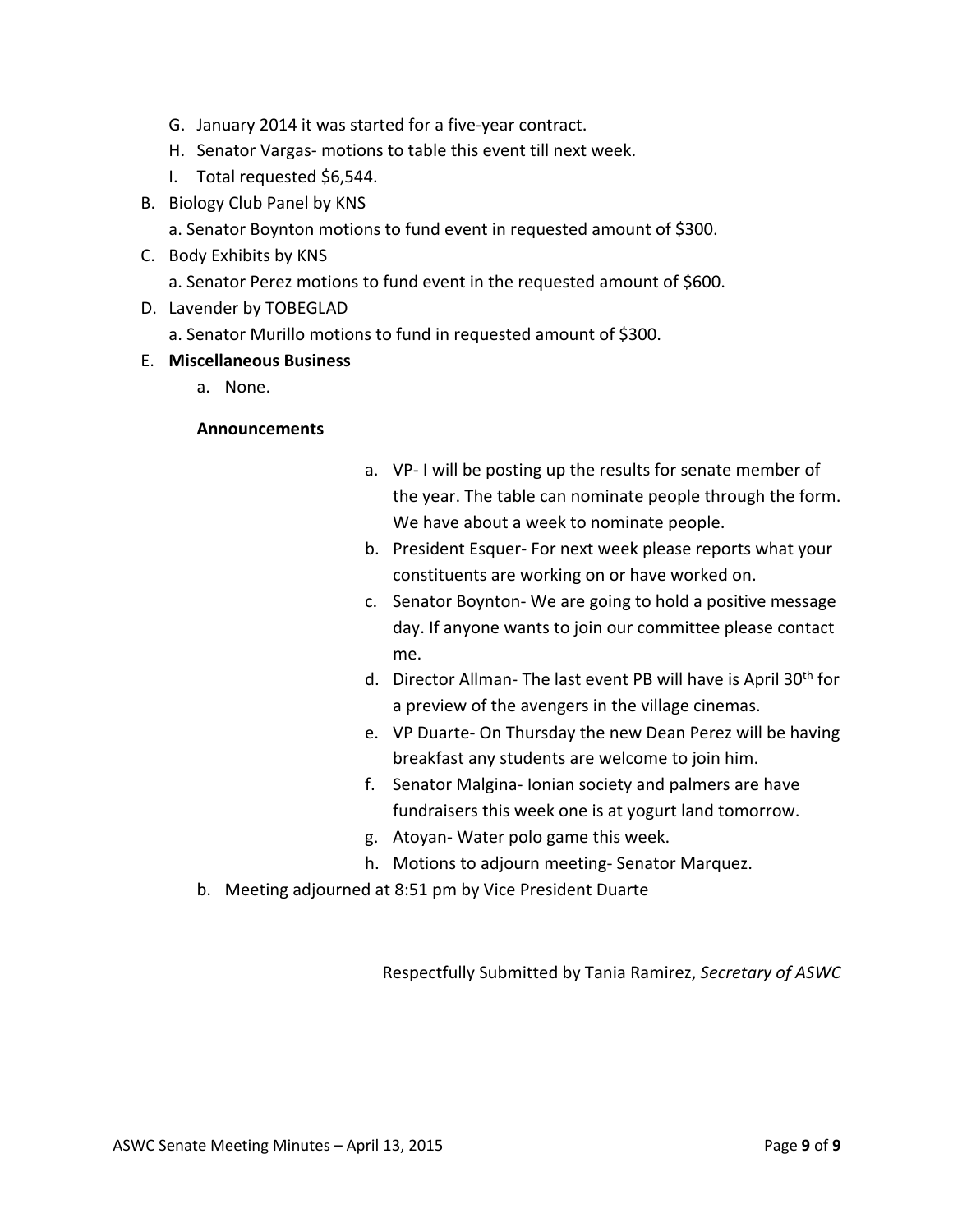G. January 2014 it was started for a five-year contract.

H. Senator Vargas- motions to table this event till next week.

I. Total requested $6,544.

B. Biology Club Panel by KNS

a. Senator Boynton motions to fund event in requested amount of $300.

C. Body Exhibits by KNS

a. Senator Perez motions to fund event in the requested amount of $600.

D. Lavender by TOBEGLAD

a. Senator Murillo motions to fund in requested amount of $300.

E. **Miscellaneous Business**

a. None.

**Announcements**

a. VP- I will be posting up the results for senate member of the year. The table can nominate people through the form. We have about a week to nominate people.

b. President Esquer- For next week please reports what your constituents are working on or have worked on.

c. Senator Boynton- We are going to hold a positive message day. If anyone wants to join our committee please contact me.

d. Director Allman- The last event PB will have is April 30th for a preview of the avengers in the village cinemas.

e. VP Duarte- On Thursday the new Dean Perez will be having breakfast any students are welcome to join him.

f. Senator Malgina- Ionian society and palmers are have fundraisers this week one is at yogurt land tomorrow.

g. Atoyan- Water polo game this week.

h. Motions to adjourn meeting- Senator Marquez.

b. Meeting adjourned at 8:51 pm by Vice President Duarte

Respectfully Submitted by Tania Ramirez, *Secretary of ASWC*